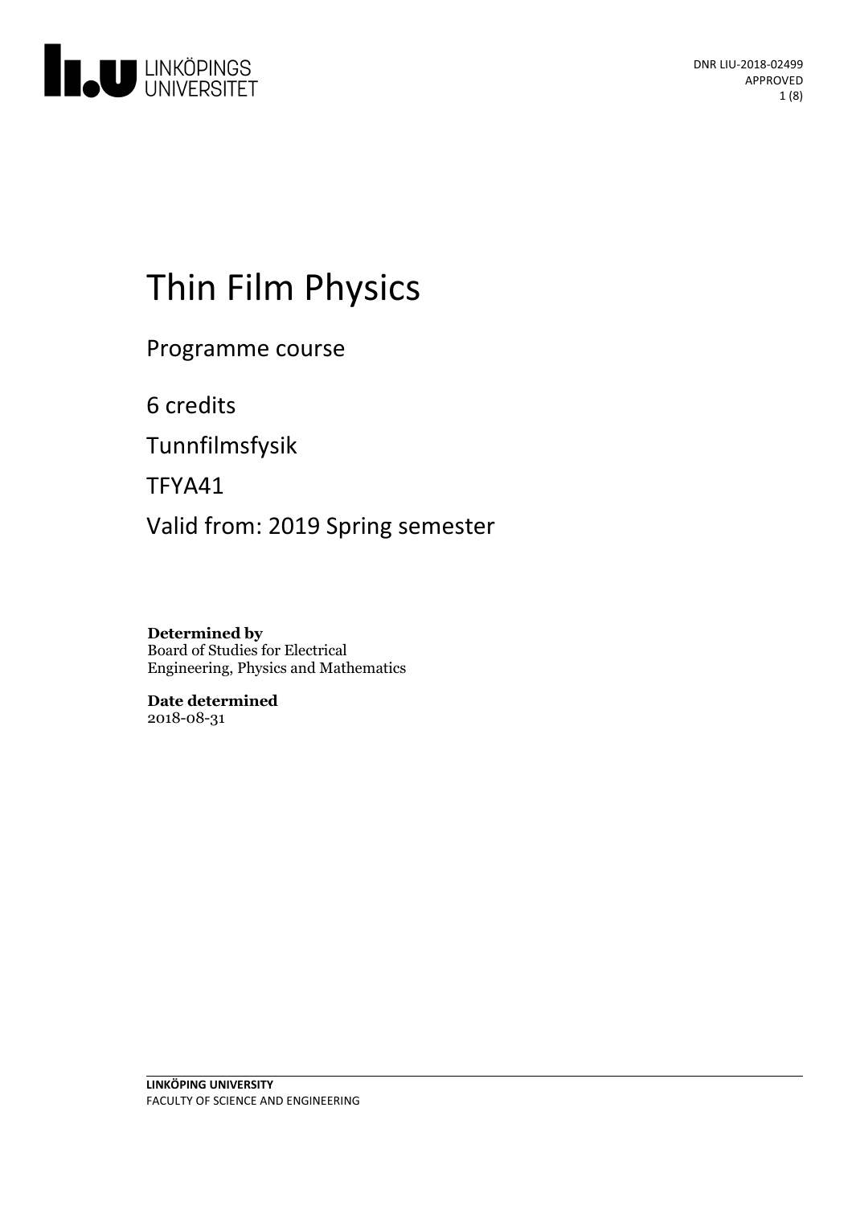DNR LIU-2018-02499
APPROVED

# Thin Film Physics

Programme course

6 credits

Tunnfilmsfysik

TFYA41

Valid from: 2019 Spring semester

**Determined by**
Board of Studies for Electrical Engineering, Physics and Mathematics

**Date determined**
2018-08-31

**LINKÖPING UNIVERSITY**
FACULTY OF SCIENCE AND ENGINEERING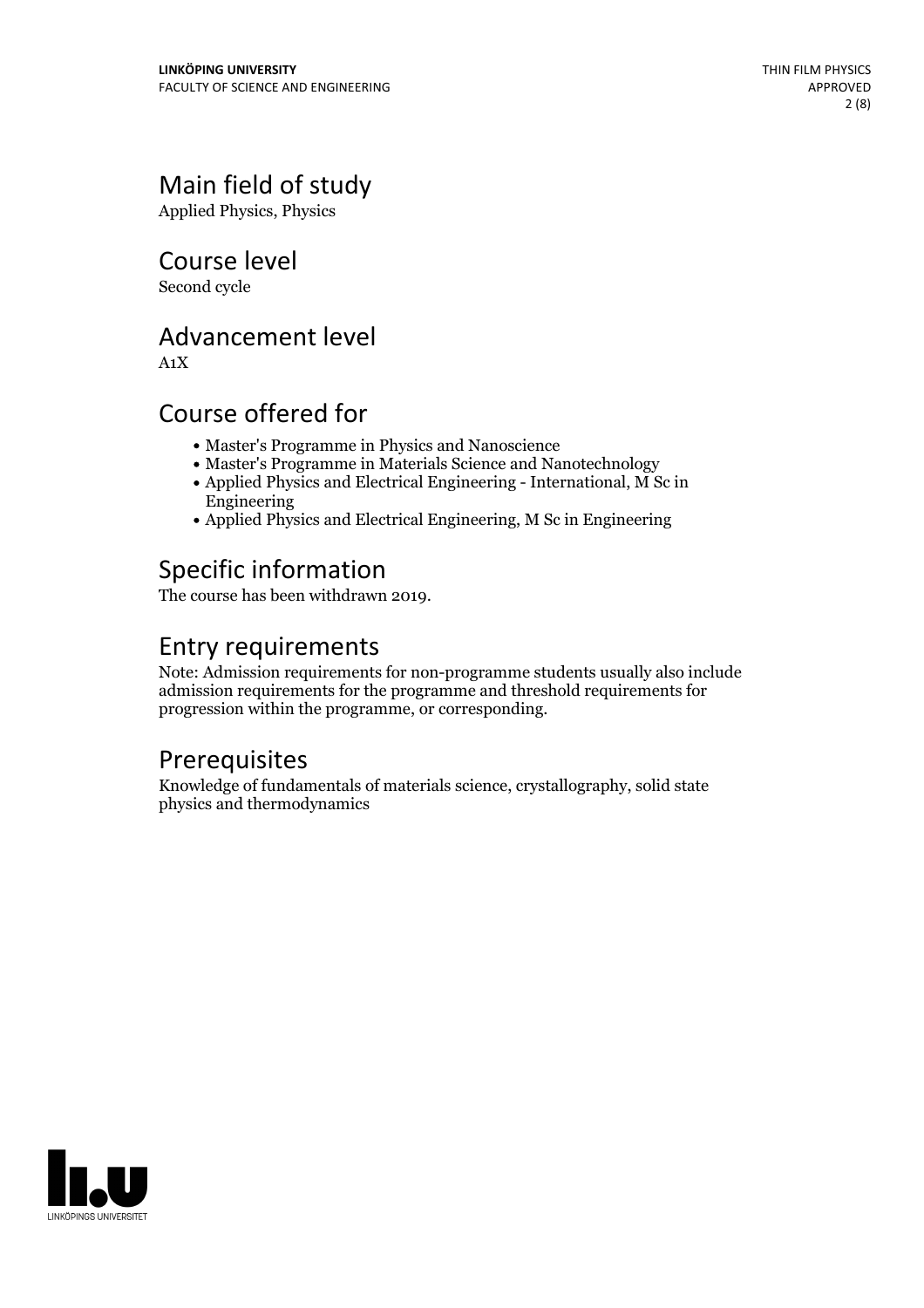## Main field of study

Applied Physics, Physics

## Course level

Second cycle

## Advancement level

A1X

## Course offered for

- Master's Programme in Physics and Nanoscience
- Master's Programme in Materials Science and Nanotechnology
- Applied Physics and Electrical Engineering - International, M Sc in Engineering
- Applied Physics and Electrical Engineering, M Sc in Engineering

## Specific information

The course has been withdrawn 2019.

## Entry requirements

Note: Admission requirements for non-programme students usually also include admission requirements for the programme and threshold requirements for progression within the programme, or corresponding.

## Prerequisites

Knowledge of fundamentals of materials science, crystallography, solid state physics and thermodynamics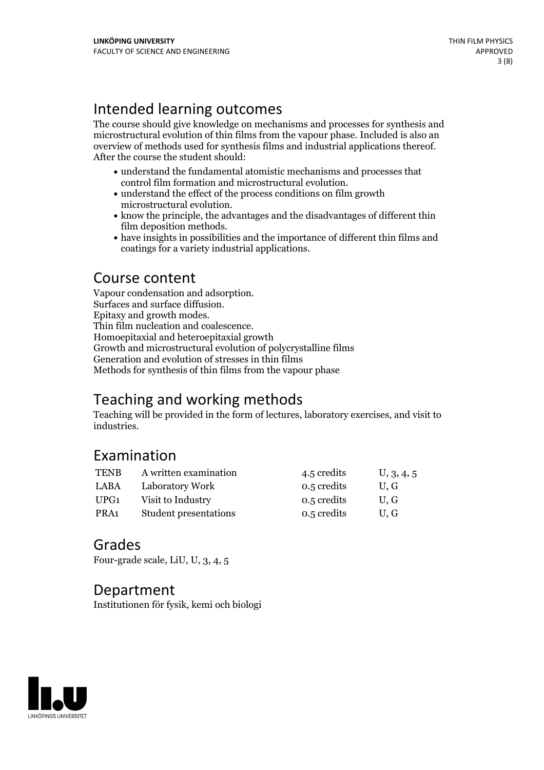## Intended learning outcomes

The course should give knowledge on mechanisms and processes for synthesis and microstructural evolution of thin films from the vapour phase. Included is also an overview of methods used for synthesis films and industrial applications thereof. After the course the student should:

- understand the fundamental atomistic mechanisms and processes that control film formation and microstructural evolution.
- understand the effect of the process conditions on film growth microstructural evolution.
- know the principle, the advantages and the disadvantages of different thin film deposition methods.
- have insights in possibilities and the importance of different thin films and coatings for a variety industrial applications.

## Course content

Vapour condensation and adsorption.
Surfaces and surface diffusion.
Epitaxy and growth modes.
Thin film nucleation and coalescence.
Homoepitaxial and heteroepitaxial growth
Growth and microstructural evolution of polycrystalline films
Generation and evolution of stresses in thin films
Methods for synthesis of thin films from the vapour phase

## Teaching and working methods

Teaching will be provided in the form of lectures, laboratory exercises, and visit to industries.

## Examination

| | | | |
|---|---|---|---|
| TENB | A written examination | 4.5 credits | U, 3, 4, 5 |
| LABA | Laboratory Work | 0.5 credits | U, G |
| UPG1 | Visit to Industry | 0.5 credits | U, G |
| PRA1 | Student presentations | 0.5 credits | U, G |

## Grades

Four-grade scale, LiU, U, 3, 4, 5

## Department

Institutionen för fysik, kemi och biologi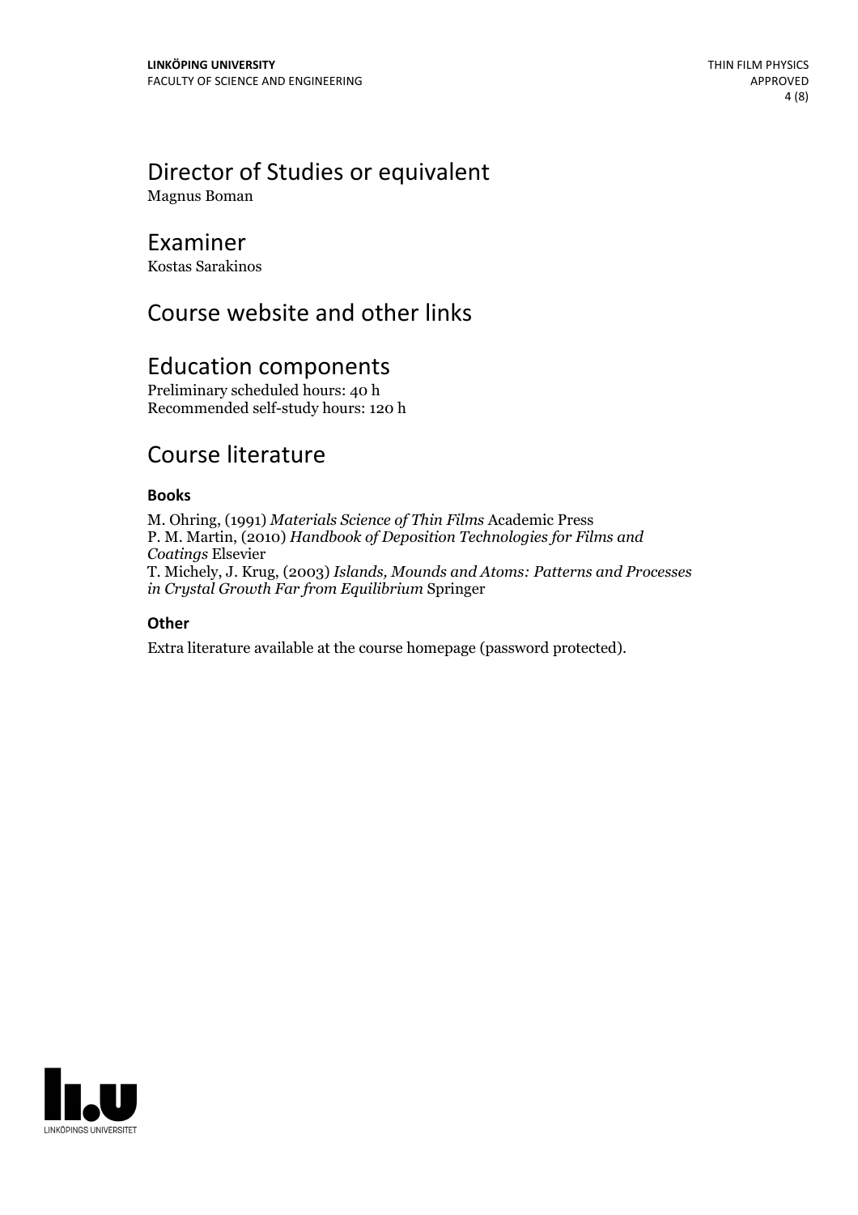## Director of Studies or equivalent

Magnus Boman

## Examiner

Kostas Sarakinos

## Course website and other links

## Education components

Preliminary scheduled hours: 40 h
Recommended self-study hours: 120 h

## Course literature

### Books

M. Ohring, (1991) *Materials Science of Thin Films* Academic Press
P. M. Martin, (2010) *Handbook of Deposition Technologies for Films and Coatings* Elsevier
T. Michely, J. Krug, (2003) *Islands, Mounds and Atoms: Patterns and Processes in Crystal Growth Far from Equilibrium* Springer

### Other

Extra literature available at the course homepage (password protected).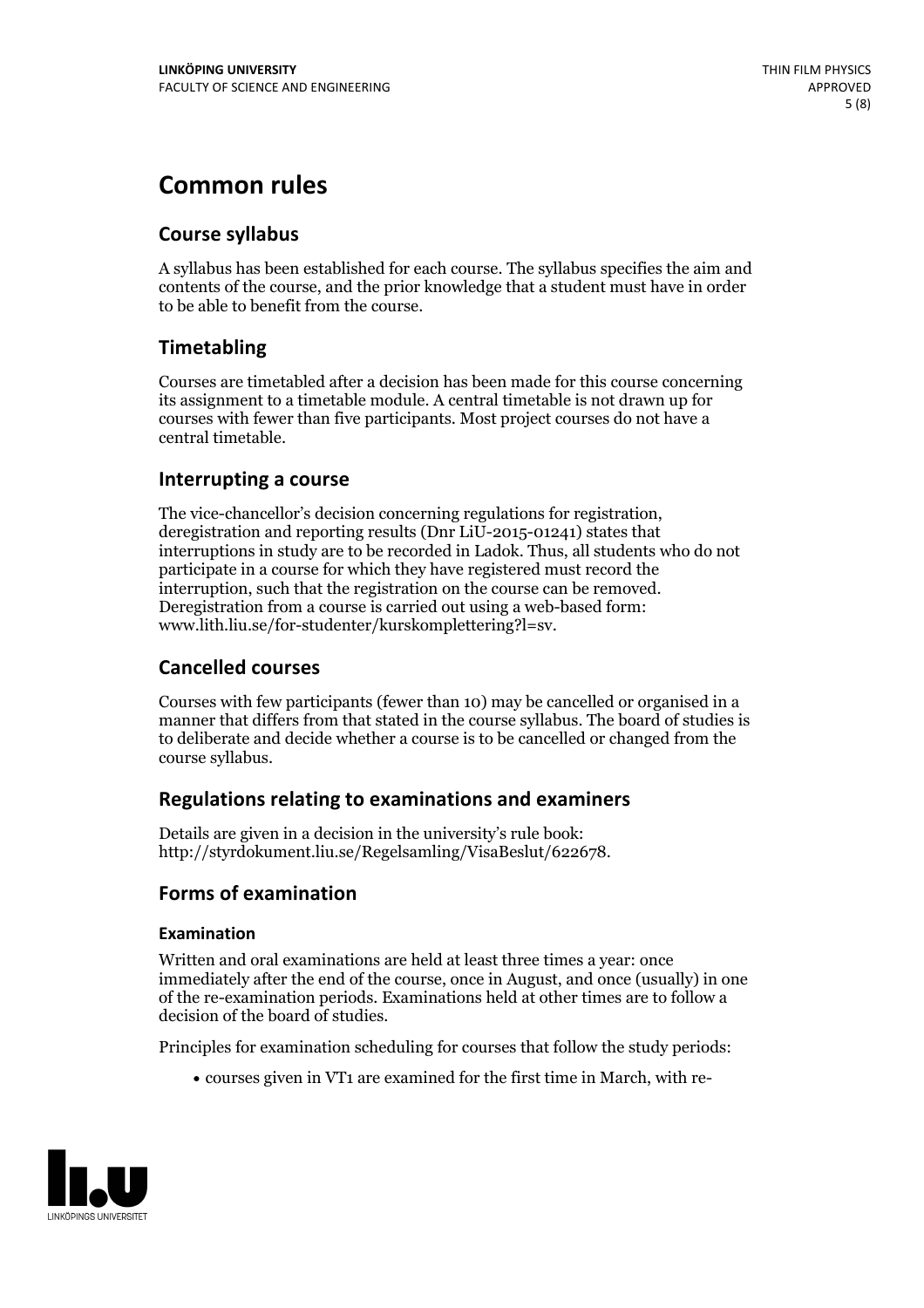# Common rules

## Course syllabus

A syllabus has been established for each course. The syllabus specifies the aim and contents of the course, and the prior knowledge that a student must have in order to be able to benefit from the course.

## Timetabling

Courses are timetabled after a decision has been made for this course concerning its assignment to a timetable module. A central timetable is not drawn up for courses with fewer than five participants. Most project courses do not have a central timetable.

## Interrupting a course

The vice-chancellor's decision concerning regulations for registration, deregistration and reporting results (Dnr LiU-2015-01241) states that interruptions in study are to be recorded in Ladok. Thus, all students who do not participate in a course for which they have registered must record the interruption, such that the registration on the course can be removed. Deregistration from a course is carried out using a web-based form: www.lith.liu.se/for-studenter/kurskomplettering?l=sv.

## Cancelled courses

Courses with few participants (fewer than 10) may be cancelled or organised in a manner that differs from that stated in the course syllabus. The board of studies is to deliberate and decide whether a course is to be cancelled or changed from the course syllabus.

## Regulations relating to examinations and examiners

Details are given in a decision in the university's rule book: http://styrdokument.liu.se/Regelsamling/VisaBeslut/622678.

## Forms of examination

### Examination

Written and oral examinations are held at least three times a year: once immediately after the end of the course, once in August, and once (usually) in one of the re-examination periods. Examinations held at other times are to follow a decision of the board of studies.

Principles for examination scheduling for courses that follow the study periods:

- courses given in VT1 are examined for the first time in March, with re-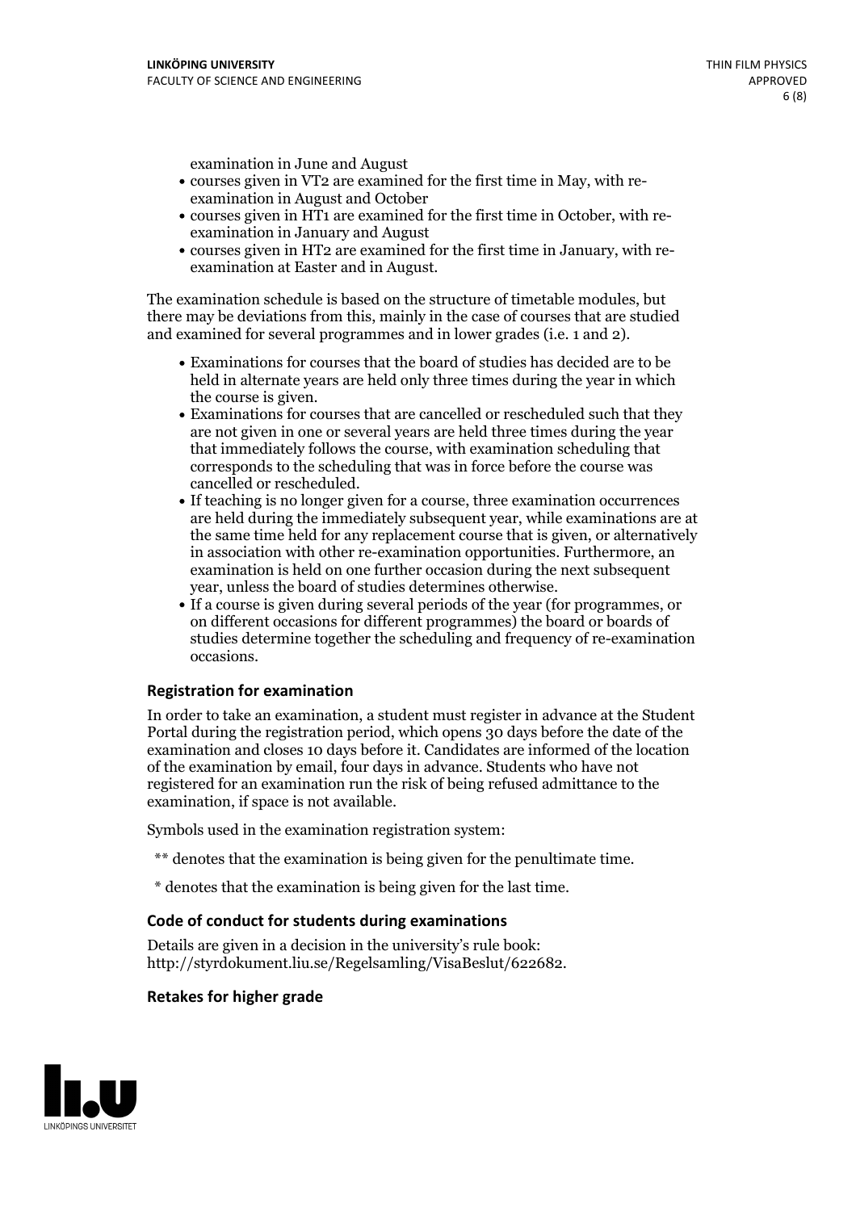examination in June and August

- courses given in VT2 are examined for the first time in May, with re-examination in August and October
- courses given in HT1 are examined for the first time in October, with re-examination in January and August
- courses given in HT2 are examined for the first time in January, with re-examination at Easter and in August.

The examination schedule is based on the structure of timetable modules, but there may be deviations from this, mainly in the case of courses that are studied and examined for several programmes and in lower grades (i.e. 1 and 2).

- Examinations for courses that the board of studies has decided are to be held in alternate years are held only three times during the year in which the course is given.
- Examinations for courses that are cancelled or rescheduled such that they are not given in one or several years are held three times during the year that immediately follows the course, with examination scheduling that corresponds to the scheduling that was in force before the course was cancelled or rescheduled.
- If teaching is no longer given for a course, three examination occurrences are held during the immediately subsequent year, while examinations are at the same time held for any replacement course that is given, or alternatively in association with other re-examination opportunities. Furthermore, an examination is held on one further occasion during the next subsequent year, unless the board of studies determines otherwise.
- If a course is given during several periods of the year (for programmes, or on different occasions for different programmes) the board or boards of studies determine together the scheduling and frequency of re-examination occasions.

### Registration for examination

In order to take an examination, a student must register in advance at the Student Portal during the registration period, which opens 30 days before the date of the examination and closes 10 days before it. Candidates are informed of the location of the examination by email, four days in advance. Students who have not registered for an examination run the risk of being refused admittance to the examination, if space is not available.

Symbols used in the examination registration system:

** denotes that the examination is being given for the penultimate time.

* denotes that the examination is being given for the last time.

### Code of conduct for students during examinations

Details are given in a decision in the university's rule book: http://styrdokument.liu.se/Regelsamling/VisaBeslut/622682.

### Retakes for higher grade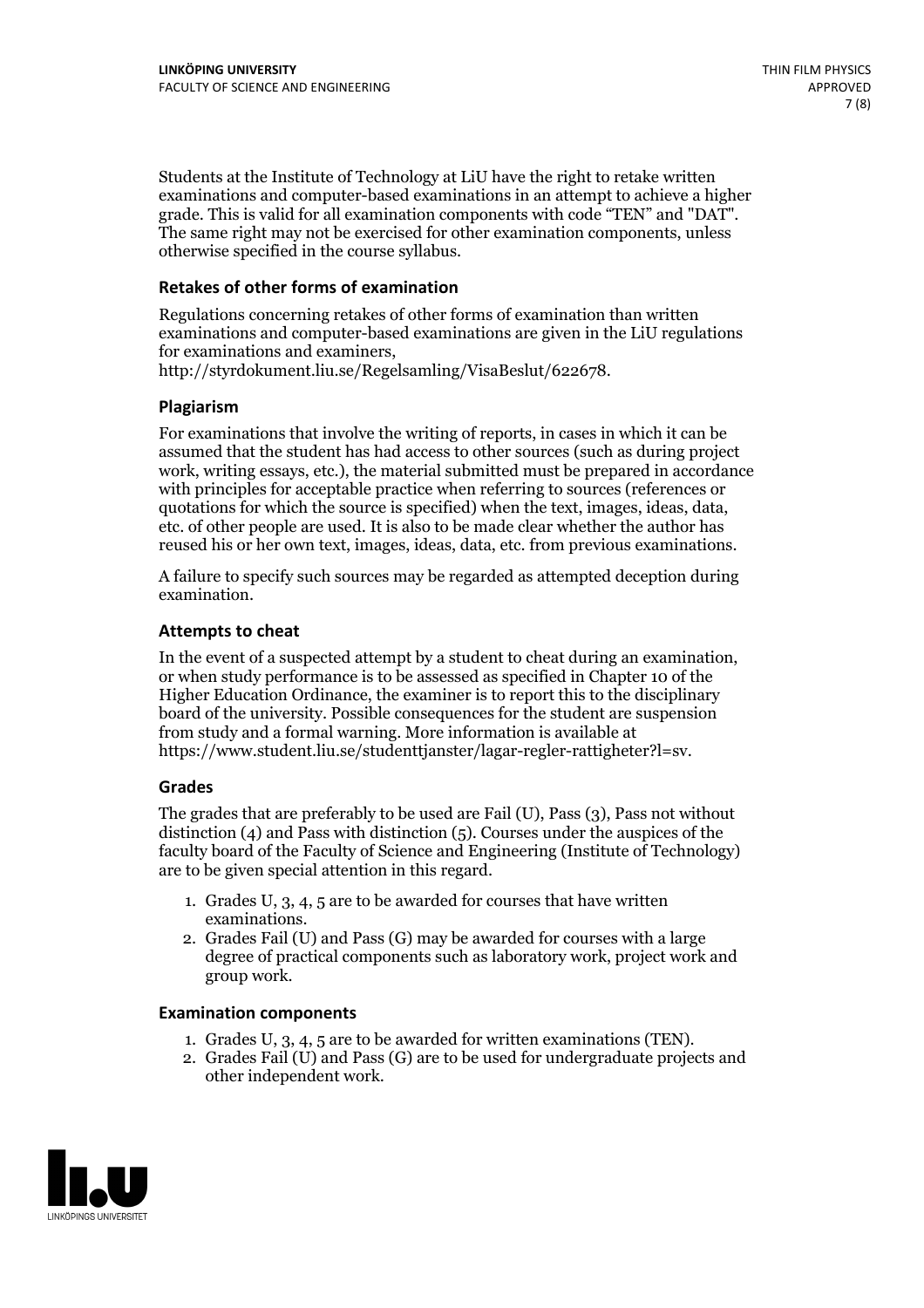Students at the Institute of Technology at LiU have the right to retake written examinations and computer-based examinations in an attempt to achieve a higher grade. This is valid for all examination components with code "TEN" and "DAT". The same right may not be exercised for other examination components, unless otherwise specified in the course syllabus.

### Retakes of other forms of examination

Regulations concerning retakes of other forms of examination than written examinations and computer-based examinations are given in the LiU regulations for examinations and examiners, http://styrdokument.liu.se/Regelsamling/VisaBeslut/622678.

### Plagiarism

For examinations that involve the writing of reports, in cases in which it can be assumed that the student has had access to other sources (such as during project work, writing essays, etc.), the material submitted must be prepared in accordance with principles for acceptable practice when referring to sources (references or quotations for which the source is specified) when the text, images, ideas, data, etc. of other people are used. It is also to be made clear whether the author has reused his or her own text, images, ideas, data, etc. from previous examinations.

A failure to specify such sources may be regarded as attempted deception during examination.

### Attempts to cheat

In the event of a suspected attempt by a student to cheat during an examination, or when study performance is to be assessed as specified in Chapter 10 of the Higher Education Ordinance, the examiner is to report this to the disciplinary board of the university. Possible consequences for the student are suspension from study and a formal warning. More information is available at https://www.student.liu.se/studenttjanster/lagar-regler-rattigheter?l=sv.

### Grades

The grades that are preferably to be used are Fail (U), Pass (3), Pass not without distinction (4) and Pass with distinction (5). Courses under the auspices of the faculty board of the Faculty of Science and Engineering (Institute of Technology) are to be given special attention in this regard.

1. Grades U, 3, 4, 5 are to be awarded for courses that have written examinations.
2. Grades Fail (U) and Pass (G) may be awarded for courses with a large degree of practical components such as laboratory work, project work and group work.

### Examination components

1. Grades U, 3, 4, 5 are to be awarded for written examinations (TEN).
2. Grades Fail (U) and Pass (G) are to be used for undergraduate projects and other independent work.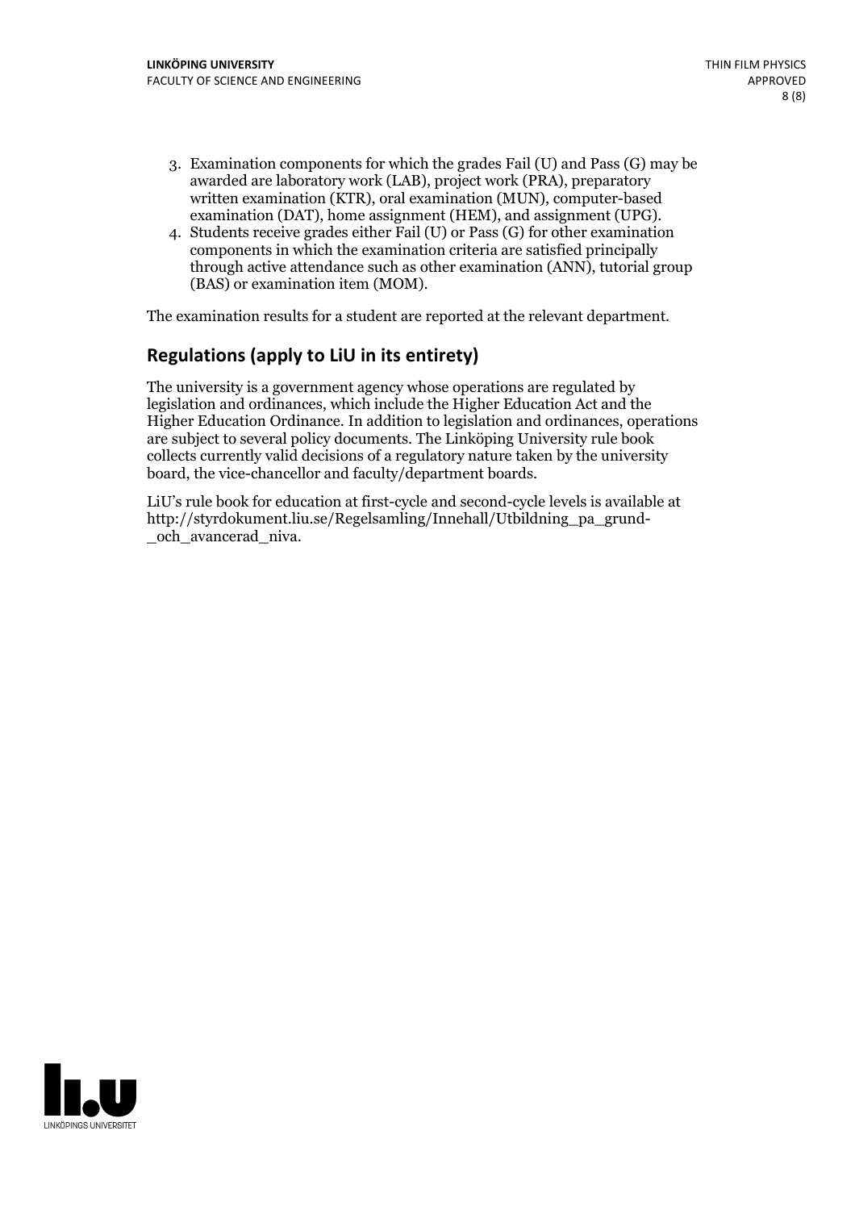3. Examination components for which the grades Fail (U) and Pass (G) may be awarded are laboratory work (LAB), project work (PRA), preparatory written examination (KTR), oral examination (MUN), computer-based examination (DAT), home assignment (HEM), and assignment (UPG).
4. Students receive grades either Fail (U) or Pass (G) for other examination components in which the examination criteria are satisfied principally through active attendance such as other examination (ANN), tutorial group (BAS) or examination item (MOM).

The examination results for a student are reported at the relevant department.

## Regulations (apply to LiU in its entirety)

The university is a government agency whose operations are regulated by legislation and ordinances, which include the Higher Education Act and the Higher Education Ordinance. In addition to legislation and ordinances, operations are subject to several policy documents. The Linköping University rule book collects currently valid decisions of a regulatory nature taken by the university board, the vice-chancellor and faculty/department boards.

LiU's rule book for education at first-cycle and second-cycle levels is available at http://styrdokument.liu.se/Regelsamling/Innehall/Utbildning_pa_grund-_och_avancerad_niva.